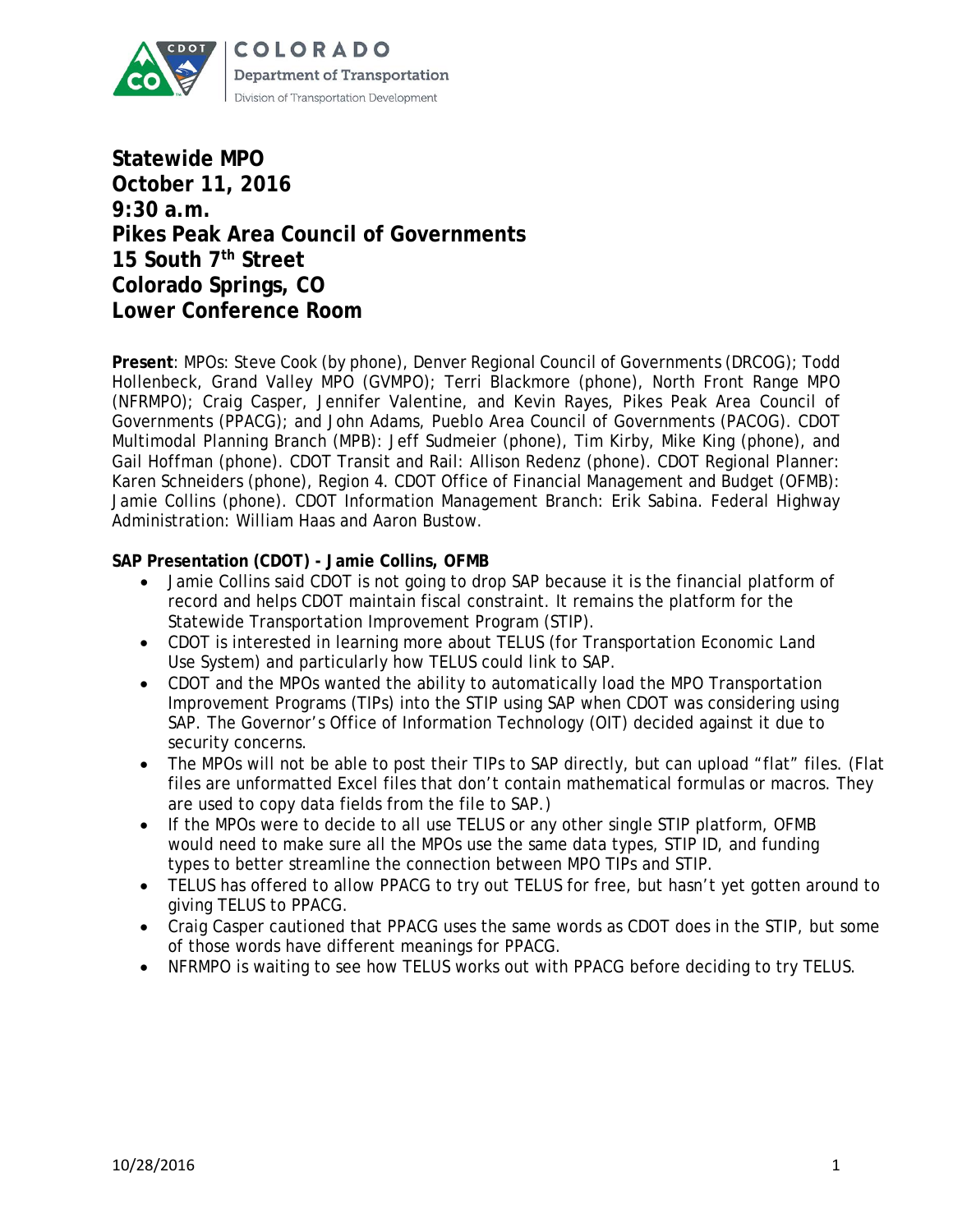COLORADO
Department of Transportation
Division of Transportation Development

# Statewide MPO
# October 11, 2016
# 9:30 a.m.
# Pikes Peak Area Council of Governments
# 15 South 7th Street
# Colorado Springs, CO
# Lower Conference Room

**Present**: MPOs: Steve Cook (by phone), Denver Regional Council of Governments (DRCOG); Todd Hollenbeck, Grand Valley MPO (GVMPO); Terri Blackmore (phone), North Front Range MPO (NFRMPO); Craig Casper, Jennifer Valentine, and Kevin Rayes, Pikes Peak Area Council of Governments (PPACG); and John Adams, Pueblo Area Council of Governments (PACOG). CDOT Multimodal Planning Branch (MPB): Jeff Sudmeier (phone), Tim Kirby, Mike King (phone), and Gail Hoffman (phone). CDOT Transit and Rail: Allison Redenz (phone). CDOT Regional Planner: Karen Schneiders (phone), Region 4. CDOT Office of Financial Management and Budget (OFMB): Jamie Collins (phone). CDOT Information Management Branch: Erik Sabina. Federal Highway Administration: William Haas and Aaron Bustow.

**SAP Presentation (CDOT) - Jamie Collins, OFMB**

- Jamie Collins said CDOT is not going to drop SAP because it is the financial platform of record and helps CDOT maintain fiscal constraint. It remains the platform for the Statewide Transportation Improvement Program (STIP).
- CDOT is interested in learning more about TELUS (for Transportation Economic Land Use System) and particularly how TELUS could link to SAP.
- CDOT and the MPOs wanted the ability to automatically load the MPO Transportation Improvement Programs (TIPs) into the STIP using SAP when CDOT was considering using SAP. The Governor's Office of Information Technology (OIT) decided against it due to security concerns.
- The MPOs will not be able to post their TIPs to SAP directly, but can upload "flat" files. (Flat files are unformatted Excel files that don't contain mathematical formulas or macros. They are used to copy data fields from the file to SAP.)
- If the MPOs were to decide to all use TELUS or any other single STIP platform, OFMB would need to make sure all the MPOs use the same data types, STIP ID, and funding types to better streamline the connection between MPO TIPs and STIP.
- TELUS has offered to allow PPACG to try out TELUS for free, but hasn't yet gotten around to giving TELUS to PPACG.
- Craig Casper cautioned that PPACG uses the same words as CDOT does in the STIP, but some of those words have different meanings for PPACG.
- NFRMPO is waiting to see how TELUS works out with PPACG before deciding to try TELUS.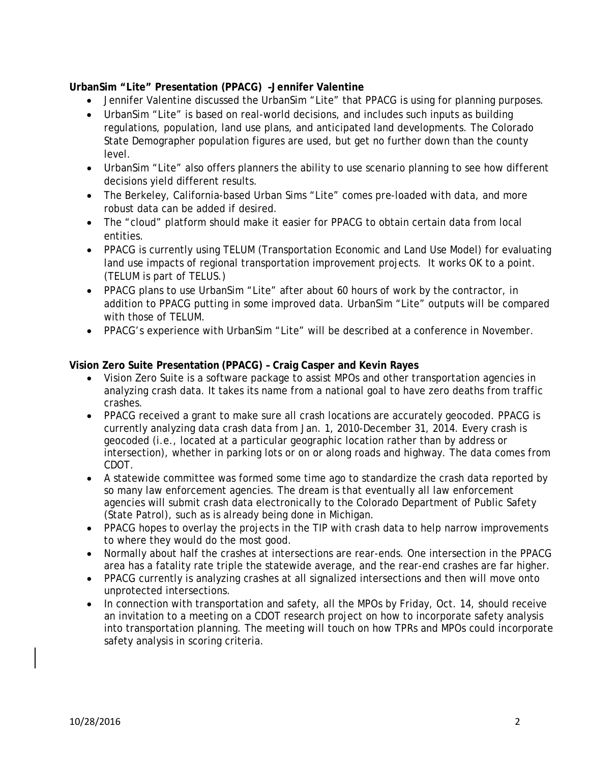**UrbanSim "Lite" Presentation (PPACG) –Jennifer Valentine**

- Jennifer Valentine discussed the UrbanSim "Lite" that PPACG is using for planning purposes.
- UrbanSim "Lite" is based on real-world decisions, and includes such inputs as building regulations, population, land use plans, and anticipated land developments. The Colorado State Demographer population figures are used, but get no further down than the county level.
- UrbanSim "Lite" also offers planners the ability to use scenario planning to see how different decisions yield different results.
- The Berkeley, California-based Urban Sims "Lite" comes pre-loaded with data, and more robust data can be added if desired.
- The "cloud" platform should make it easier for PPACG to obtain certain data from local entities.
- PPACG is currently using TELUM (Transportation Economic and Land Use Model) for evaluating land use impacts of regional transportation improvement projects. It works OK to a point. (TELUM is part of TELUS.)
- PPACG plans to use UrbanSim "Lite" after about 60 hours of work by the contractor, in addition to PPACG putting in some improved data. UrbanSim "Lite" outputs will be compared with those of TELUM.
- PPACG's experience with UrbanSim "Lite" will be described at a conference in November.

**Vision Zero Suite Presentation (PPACG) – Craig Casper and Kevin Rayes**

- Vision Zero Suite is a software package to assist MPOs and other transportation agencies in analyzing crash data. It takes its name from a national goal to have zero deaths from traffic crashes.
- PPACG received a grant to make sure all crash locations are accurately geocoded. PPACG is currently analyzing data crash data from Jan. 1, 2010-December 31, 2014. Every crash is geocoded (i.e., located at a particular geographic location rather than by address or intersection), whether in parking lots or on or along roads and highway. The data comes from CDOT.
- A statewide committee was formed some time ago to standardize the crash data reported by so many law enforcement agencies. The dream is that eventually all law enforcement agencies will submit crash data electronically to the Colorado Department of Public Safety (State Patrol), such as is already being done in Michigan.
- PPACG hopes to overlay the projects in the TIP with crash data to help narrow improvements to where they would do the most good.
- Normally about half the crashes at intersections are rear-ends. One intersection in the PPACG area has a fatality rate triple the statewide average, and the rear-end crashes are far higher.
- PPACG currently is analyzing crashes at all signalized intersections and then will move onto unprotected intersections.
- In connection with transportation and safety, all the MPOs by Friday, Oct. 14, should receive an invitation to a meeting on a CDOT research project on how to incorporate safety analysis into transportation planning. The meeting will touch on how TPRs and MPOs could incorporate safety analysis in scoring criteria.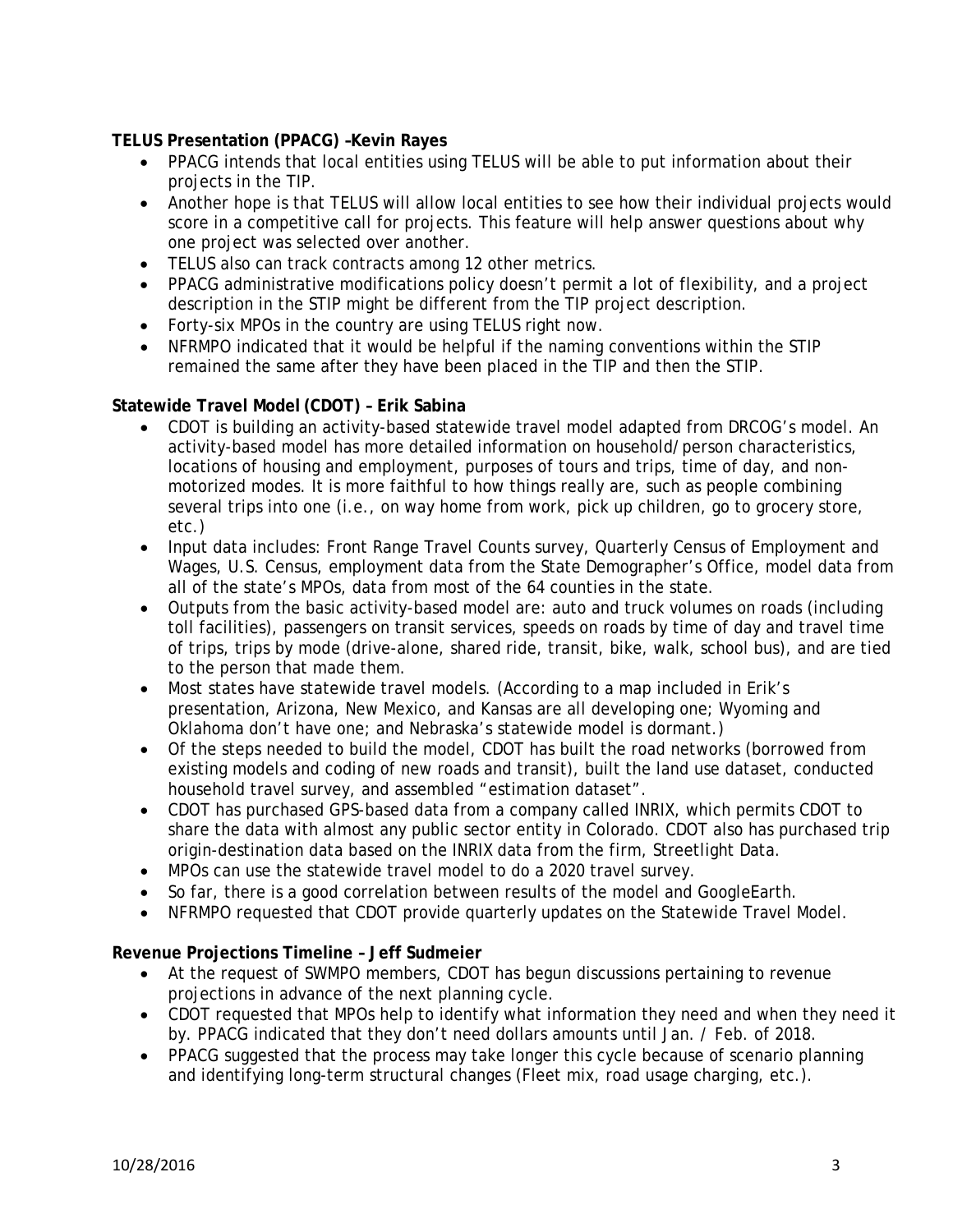**TELUS Presentation (PPACG) –Kevin Rayes**

- PPACG intends that local entities using TELUS will be able to put information about their projects in the TIP.
- Another hope is that TELUS will allow local entities to see how their individual projects would score in a competitive call for projects. This feature will help answer questions about why one project was selected over another.
- TELUS also can track contracts among 12 other metrics.
- PPACG administrative modifications policy doesn't permit a lot of flexibility, and a project description in the STIP might be different from the TIP project description.
- Forty-six MPOs in the country are using TELUS right now.
- NFRMPO indicated that it would be helpful if the naming conventions within the STIP remained the same after they have been placed in the TIP and then the STIP.

**Statewide Travel Model (CDOT) – Erik Sabina**

- CDOT is building an activity-based statewide travel model adapted from DRCOG's model. An activity-based model has more detailed information on household/person characteristics, locations of housing and employment, purposes of tours and trips, time of day, and non-motorized modes. It is more faithful to how things really are, such as people combining several trips into one (i.e., on way home from work, pick up children, go to grocery store, etc.)
- Input data includes: Front Range Travel Counts survey, Quarterly Census of Employment and Wages, U.S. Census, employment data from the State Demographer's Office, model data from all of the state's MPOs, data from most of the 64 counties in the state.
- Outputs from the basic activity-based model are: auto and truck volumes on roads (including toll facilities), passengers on transit services, speeds on roads by time of day and travel time of trips, trips by mode (drive-alone, shared ride, transit, bike, walk, school bus), and are tied to the person that made them.
- Most states have statewide travel models. (According to a map included in Erik's presentation, Arizona, New Mexico, and Kansas are all developing one; Wyoming and Oklahoma don't have one; and Nebraska's statewide model is dormant.)
- Of the steps needed to build the model, CDOT has built the road networks (borrowed from existing models and coding of new roads and transit), built the land use dataset, conducted household travel survey, and assembled "estimation dataset".
- CDOT has purchased GPS-based data from a company called INRIX, which permits CDOT to share the data with almost any public sector entity in Colorado. CDOT also has purchased trip origin-destination data based on the INRIX data from the firm, Streetlight Data.
- MPOs can use the statewide travel model to do a 2020 travel survey.
- So far, there is a good correlation between results of the model and GoogleEarth.
- NFRMPO requested that CDOT provide quarterly updates on the Statewide Travel Model.

**Revenue Projections Timeline – Jeff Sudmeier**

- At the request of SWMPO members, CDOT has begun discussions pertaining to revenue projections in advance of the next planning cycle.
- CDOT requested that MPOs help to identify what information they need and when they need it by. PPACG indicated that they don't need dollars amounts until Jan. / Feb. of 2018.
- PPACG suggested that the process may take longer this cycle because of scenario planning and identifying long-term structural changes (Fleet mix, road usage charging, etc.).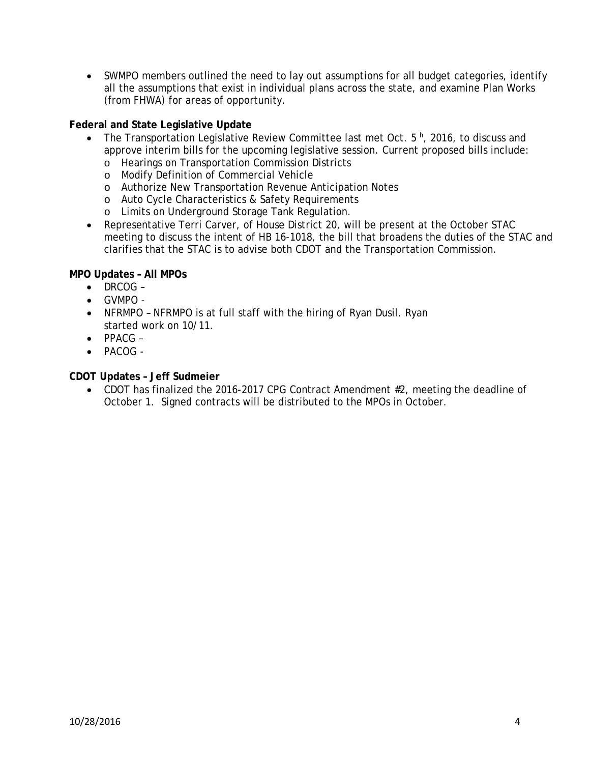- SWMPO members outlined the need to lay out assumptions for all budget categories, identify all the assumptions that exist in individual plans across the state, and examine Plan Works (from FHWA) for areas of opportunity.

**Federal and State Legislative Update**

- The Transportation Legislative Review Committee last met Oct. 5 h, 2016, to discuss and approve interim bills for the upcoming legislative session. Current proposed bills include:
  - Hearings on Transportation Commission Districts
  - Modify Definition of Commercial Vehicle
  - Authorize New Transportation Revenue Anticipation Notes
  - Auto Cycle Characteristics & Safety Requirements
  - Limits on Underground Storage Tank Regulation.
- Representative Terri Carver, of House District 20, will be present at the October STAC meeting to discuss the intent of HB 16-1018, the bill that broadens the duties of the STAC and clarifies that the STAC is to advise both CDOT and the Transportation Commission.

**MPO Updates – All MPOs**

- DRCOG –
- GVMPO -
- NFRMPO – NFRMPO is at full staff with the hiring of Ryan Dusil. Ryan started work on 10/11.
- PPACG –
- PACOG -

**CDOT Updates – Jeff Sudmeier**

- CDOT has finalized the 2016-2017 CPG Contract Amendment #2, meeting the deadline of October 1. Signed contracts will be distributed to the MPOs in October.